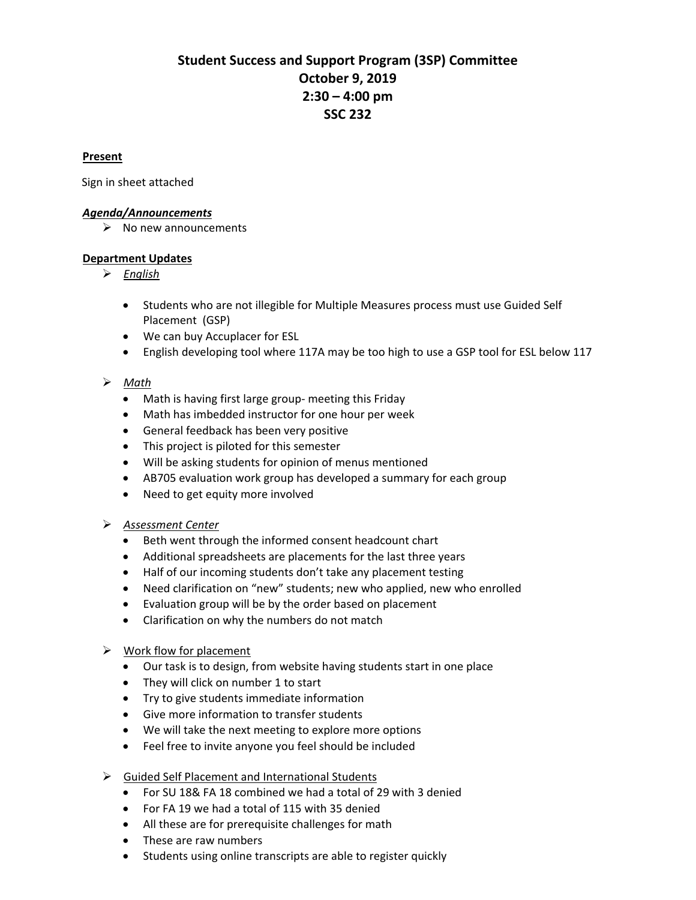# Student Success and Support Program (3SP) Committee
## October 9, 2019
## 2:30 – 4:00 pm
## SSC 232

**Present**

Sign in sheet attached

***Agenda/Announcements***

- No new announcements

**Department Updates**

- *English*
  - Students who are not illegible for Multiple Measures process must use Guided Self Placement (GSP)
  - We can buy Accuplacer for ESL
  - English developing tool where 117A may be too high to use a GSP tool for ESL below 117
- *Math*
  - Math is having first large group- meeting this Friday
  - Math has imbedded instructor for one hour per week
  - General feedback has been very positive
  - This project is piloted for this semester
  - Will be asking students for opinion of menus mentioned
  - AB705 evaluation work group has developed a summary for each group
  - Need to get equity more involved
- *Assessment Center*
  - Beth went through the informed consent headcount chart
  - Additional spreadsheets are placements for the last three years
  - Half of our incoming students don't take any placement testing
  - Need clarification on "new" students; new who applied, new who enrolled
  - Evaluation group will be by the order based on placement
  - Clarification on why the numbers do not match
- Work flow for placement
  - Our task is to design, from website having students start in one place
  - They will click on number 1 to start
  - Try to give students immediate information
  - Give more information to transfer students
  - We will take the next meeting to explore more options
  - Feel free to invite anyone you feel should be included
- Guided Self Placement and International Students
  - For SU 18& FA 18 combined we had a total of 29 with 3 denied
  - For FA 19 we had a total of 115 with 35 denied
  - All these are for prerequisite challenges for math
  - These are raw numbers
  - Students using online transcripts are able to register quickly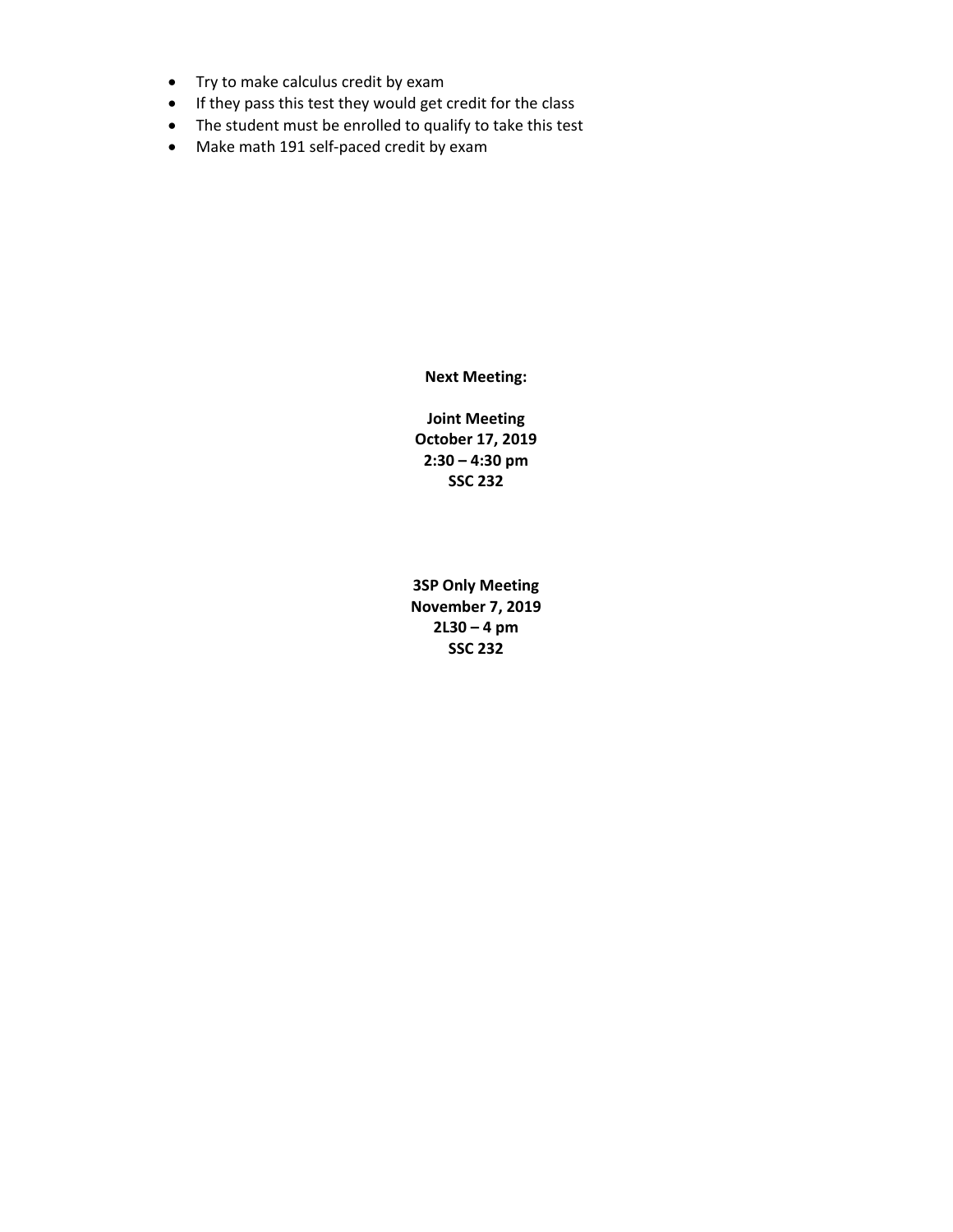- Try to make calculus credit by exam
- If they pass this test they would get credit for the class
- The student must be enrolled to qualify to take this test
- Make math 191 self-paced credit by exam

**Next Meeting:**

**Joint Meeting**
**October 17, 2019**
**2:30 – 4:30 pm**
**SSC 232**

**3SP Only Meeting**
**November 7, 2019**
**2L30 – 4 pm**
**SSC 232**